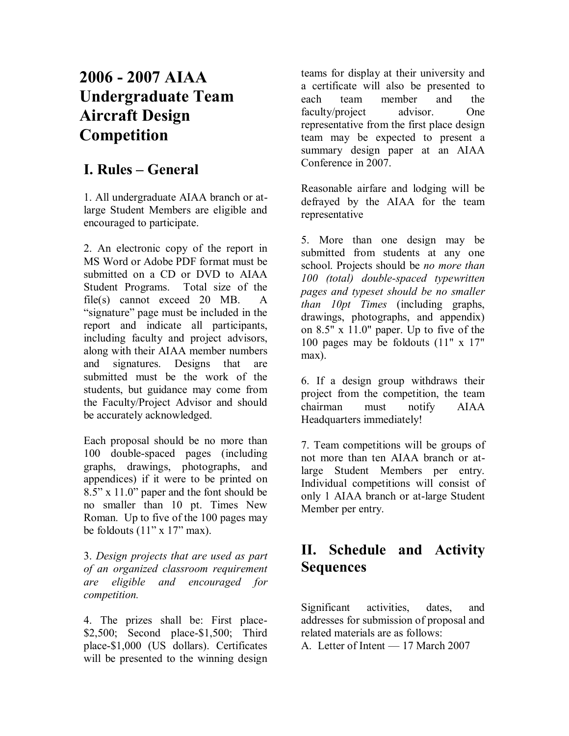# 2006 - 2007 AIAA Undergraduate Team Aircraft Design Competition

## I. Rules – General

1. All undergraduate AIAA branch or at-large Student Members are eligible and encouraged to participate.

2. An electronic copy of the report in MS Word or Adobe PDF format must be submitted on a CD or DVD to AIAA Student Programs. Total size of the file(s) cannot exceed 20 MB. A "signature" page must be included in the report and indicate all participants, including faculty and project advisors, along with their AIAA member numbers and signatures. Designs that are submitted must be the work of the students, but guidance may come from the Faculty/Project Advisor and should be accurately acknowledged.

Each proposal should be no more than 100 double-spaced pages (including graphs, drawings, photographs, and appendices) if it were to be printed on 8.5" x 11.0" paper and the font should be no smaller than 10 pt. Times New Roman. Up to five of the 100 pages may be foldouts (11" x 17" max).

3. *Design projects that are used as part of an organized classroom requirement are eligible and encouraged for competition.*

4. The prizes shall be: First place-$2,500; Second place-$1,500; Third place-$1,000 (US dollars). Certificates will be presented to the winning design teams for display at their university and a certificate will also be presented to each team member and the faculty/project advisor. One representative from the first place design team may be expected to present a summary design paper at an AIAA Conference in 2007.

Reasonable airfare and lodging will be defrayed by the AIAA for the team representative

5. More than one design may be submitted from students at any one school. Projects should be *no more than 100 (total) double-spaced typewritten pages and typeset should be no smaller than 10pt Times* (including graphs, drawings, photographs, and appendix) on 8.5" x 11.0" paper. Up to five of the 100 pages may be foldouts (11" x 17" max).

6. If a design group withdraws their project from the competition, the team chairman must notify AIAA Headquarters immediately!

7. Team competitions will be groups of not more than ten AIAA branch or at-large Student Members per entry. Individual competitions will consist of only 1 AIAA branch or at-large Student Member per entry.

## II. Schedule and Activity Sequences

Significant activities, dates, and addresses for submission of proposal and related materials are as follows:

A. Letter of Intent — 17 March 2007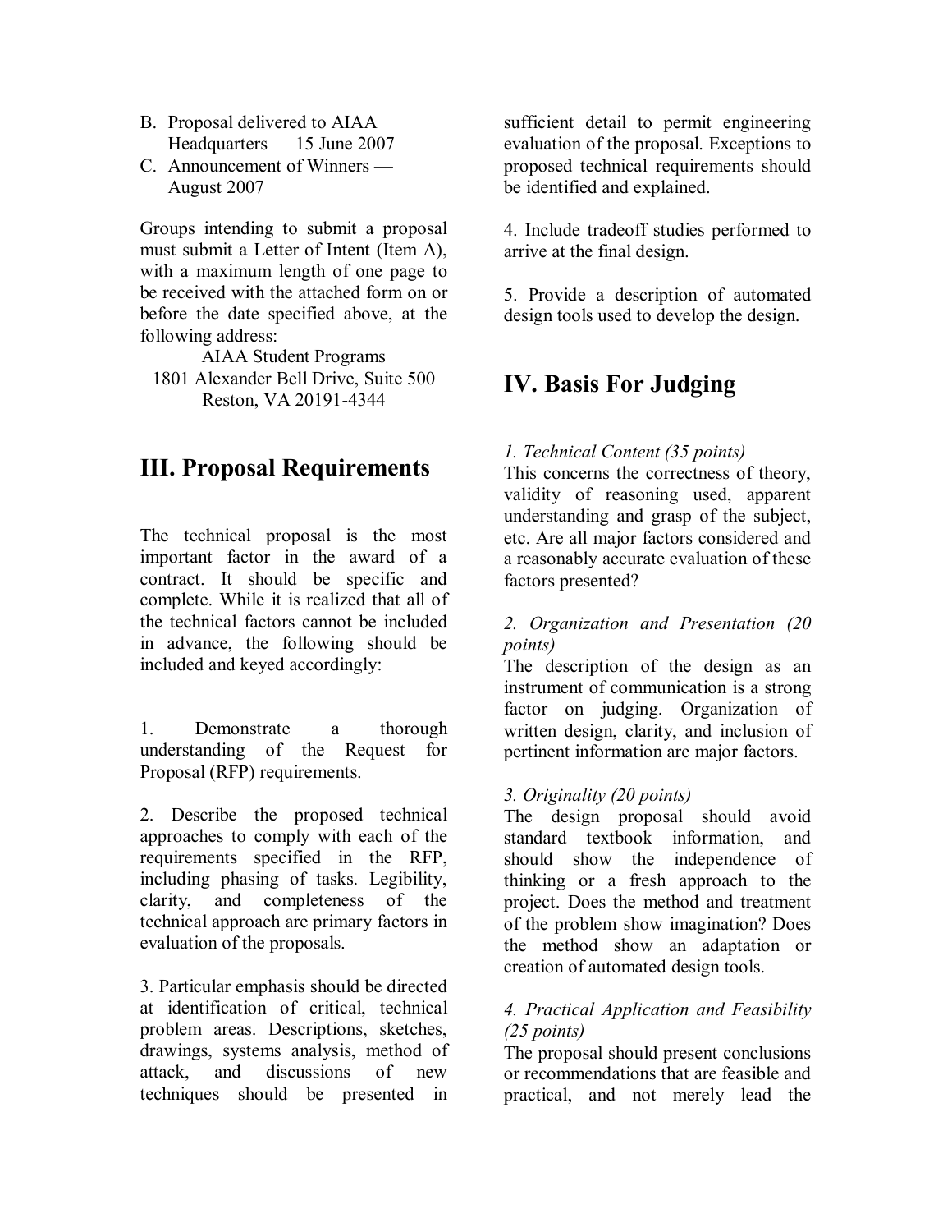B. Proposal delivered to AIAA Headquarters — 15 June 2007
C. Announcement of Winners — August 2007

Groups intending to submit a proposal must submit a Letter of Intent (Item A), with a maximum length of one page to be received with the attached form on or before the date specified above, at the following address:

AIAA Student Programs
1801 Alexander Bell Drive, Suite 500
Reston, VA 20191-4344

## III. Proposal Requirements

The technical proposal is the most important factor in the award of a contract. It should be specific and complete. While it is realized that all of the technical factors cannot be included in advance, the following should be included and keyed accordingly:

1. Demonstrate a thorough understanding of the Request for Proposal (RFP) requirements.

2. Describe the proposed technical approaches to comply with each of the requirements specified in the RFP, including phasing of tasks. Legibility, clarity, and completeness of the technical approach are primary factors in evaluation of the proposals.

3. Particular emphasis should be directed at identification of critical, technical problem areas. Descriptions, sketches, drawings, systems analysis, method of attack, and discussions of new techniques should be presented in sufficient detail to permit engineering evaluation of the proposal. Exceptions to proposed technical requirements should be identified and explained.

4. Include tradeoff studies performed to arrive at the final design.

5. Provide a description of automated design tools used to develop the design.

## IV. Basis For Judging

*1. Technical Content (35 points)*
This concerns the correctness of theory, validity of reasoning used, apparent understanding and grasp of the subject, etc. Are all major factors considered and a reasonably accurate evaluation of these factors presented?

*2. Organization and Presentation (20 points)*
The description of the design as an instrument of communication is a strong factor on judging. Organization of written design, clarity, and inclusion of pertinent information are major factors.

*3. Originality (20 points)*
The design proposal should avoid standard textbook information, and should show the independence of thinking or a fresh approach to the project. Does the method and treatment of the problem show imagination? Does the method show an adaptation or creation of automated design tools.

*4. Practical Application and Feasibility (25 points)*
The proposal should present conclusions or recommendations that are feasible and practical, and not merely lead the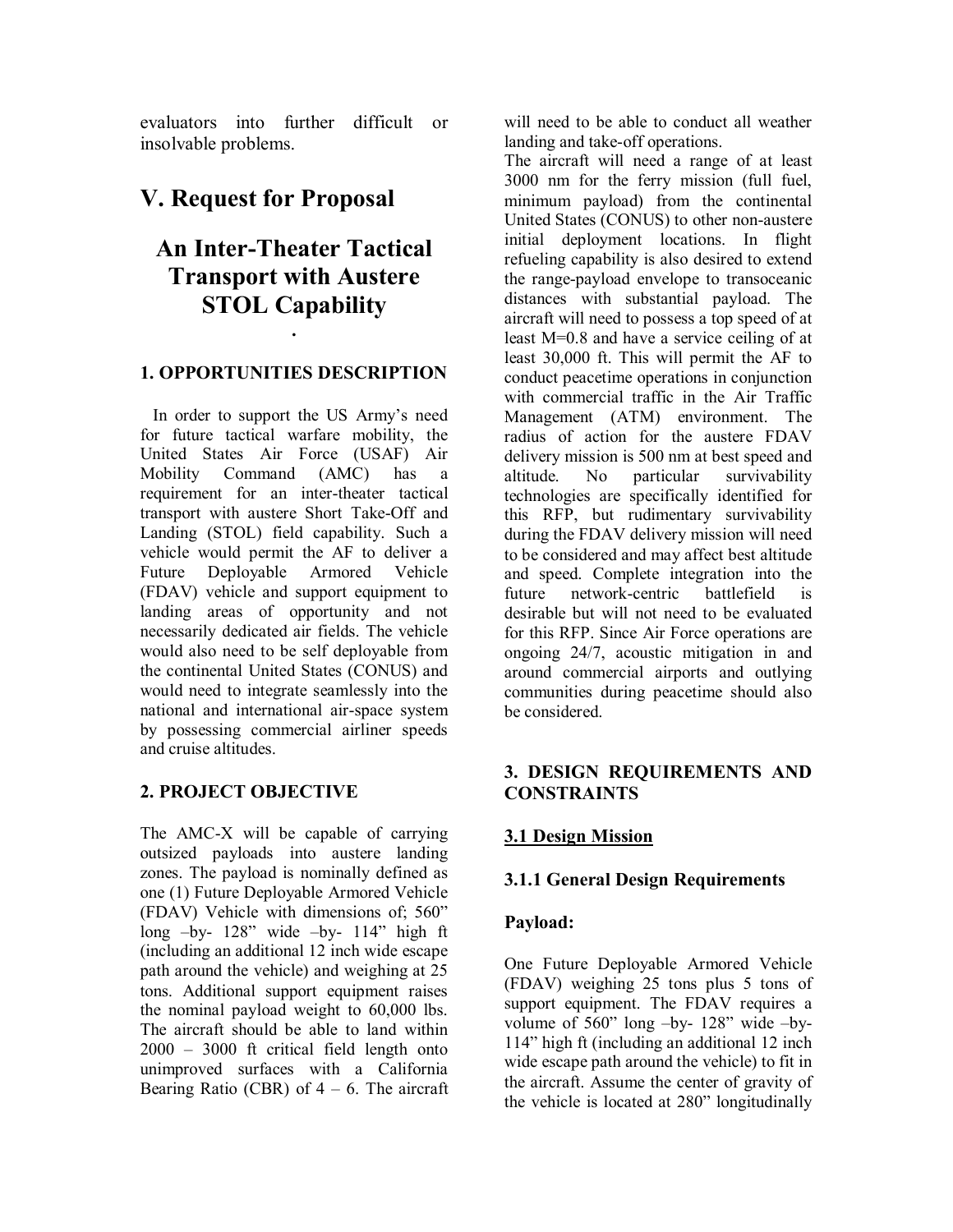evaluators into further difficult or insolvable problems.

# V. Request for Proposal

## An Inter-Theater Tactical Transport with Austere STOL Capability

.

### 1. OPPORTUNITIES DESCRIPTION

In order to support the US Army's need for future tactical warfare mobility, the United States Air Force (USAF) Air Mobility Command (AMC) has a requirement for an inter-theater tactical transport with austere Short Take-Off and Landing (STOL) field capability. Such a vehicle would permit the AF to deliver a Future Deployable Armored Vehicle (FDAV) vehicle and support equipment to landing areas of opportunity and not necessarily dedicated air fields. The vehicle would also need to be self deployable from the continental United States (CONUS) and would need to integrate seamlessly into the national and international air-space system by possessing commercial airliner speeds and cruise altitudes.

### 2. PROJECT OBJECTIVE

The AMC-X will be capable of carrying outsized payloads into austere landing zones. The payload is nominally defined as one (1) Future Deployable Armored Vehicle (FDAV) Vehicle with dimensions of; 560" long –by- 128" wide –by- 114" high ft (including an additional 12 inch wide escape path around the vehicle) and weighing at 25 tons. Additional support equipment raises the nominal payload weight to 60,000 lbs. The aircraft should be able to land within 2000 – 3000 ft critical field length onto unimproved surfaces with a California Bearing Ratio (CBR) of 4 – 6. The aircraft will need to be able to conduct all weather landing and take-off operations.

The aircraft will need a range of at least 3000 nm for the ferry mission (full fuel, minimum payload) from the continental United States (CONUS) to other non-austere initial deployment locations. In flight refueling capability is also desired to extend the range-payload envelope to transoceanic distances with substantial payload. The aircraft will need to possess a top speed of at least M=0.8 and have a service ceiling of at least 30,000 ft. This will permit the AF to conduct peacetime operations in conjunction with commercial traffic in the Air Traffic Management (ATM) environment. The radius of action for the austere FDAV delivery mission is 500 nm at best speed and altitude. No particular survivability technologies are specifically identified for this RFP, but rudimentary survivability during the FDAV delivery mission will need to be considered and may affect best altitude and speed. Complete integration into the future network-centric battlefield is desirable but will not need to be evaluated for this RFP. Since Air Force operations are ongoing 24/7, acoustic mitigation in and around commercial airports and outlying communities during peacetime should also be considered.

### 3. DESIGN REQUIREMENTS AND CONSTRAINTS

#### 3.1 Design Mission

#### 3.1.1 General Design Requirements

**Payload:**

One Future Deployable Armored Vehicle (FDAV) weighing 25 tons plus 5 tons of support equipment. The FDAV requires a volume of 560" long –by- 128" wide –by- 114" high ft (including an additional 12 inch wide escape path around the vehicle) to fit in the aircraft. Assume the center of gravity of the vehicle is located at 280" longitudinally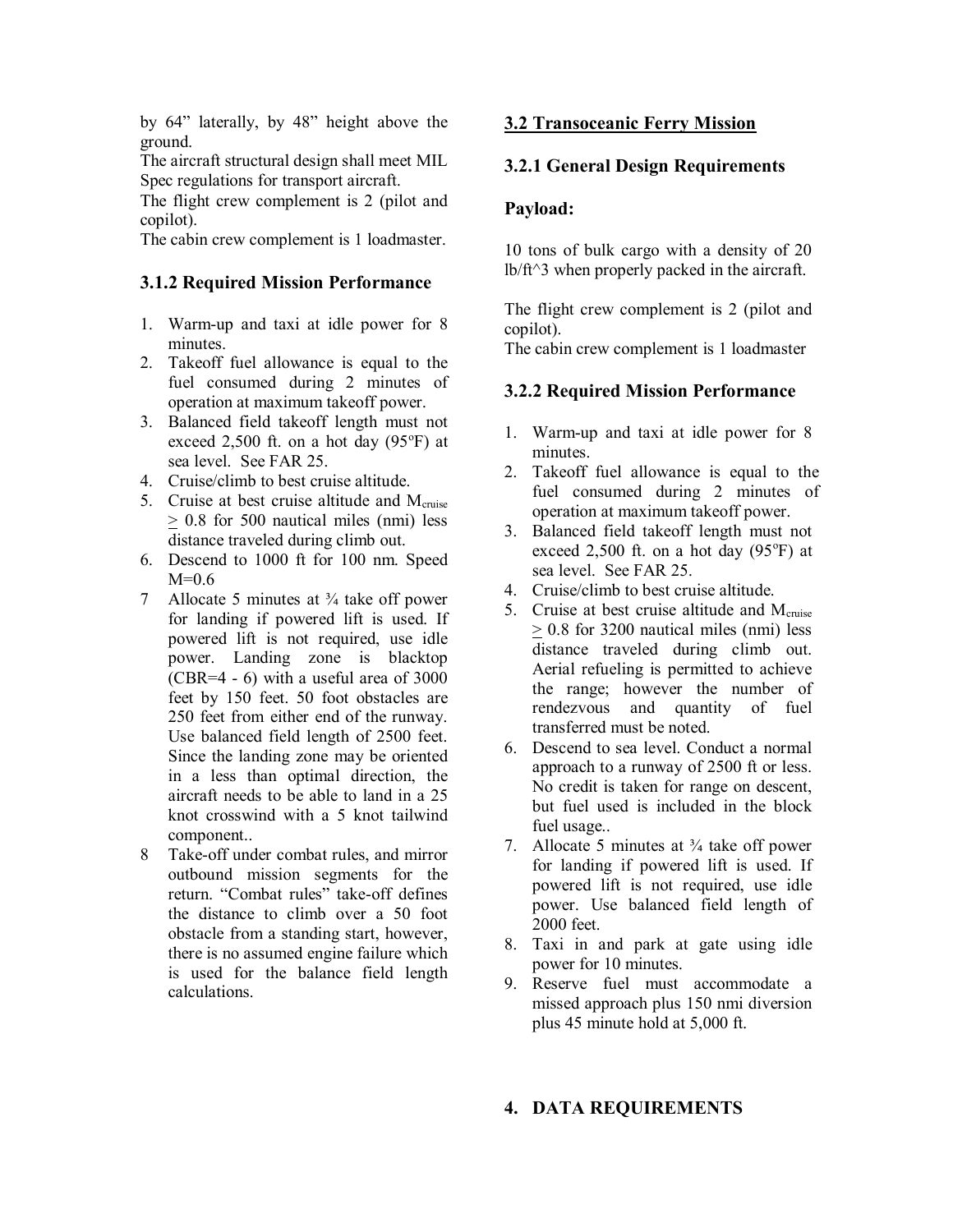by 64" laterally, by 48" height above the ground.
The aircraft structural design shall meet MIL Spec regulations for transport aircraft.
The flight crew complement is 2 (pilot and copilot).
The cabin crew complement is 1 loadmaster.

### 3.1.2 Required Mission Performance

1. Warm-up and taxi at idle power for 8 minutes.
2. Takeoff fuel allowance is equal to the fuel consumed during 2 minutes of operation at maximum takeoff power.
3. Balanced field takeoff length must not exceed 2,500 ft. on a hot day (95°F) at sea level. See FAR 25.
4. Cruise/climb to best cruise altitude.
5. Cruise at best cruise altitude and $M_{cruise} \geq 0.8$ for 500 nautical miles (nmi) less distance traveled during climb out.
6. Descend to 1000 ft for 100 nm. Speed M=0.6
7. Allocate 5 minutes at ¾ take off power for landing if powered lift is used. If powered lift is not required, use idle power. Landing zone is blacktop (CBR=4 - 6) with a useful area of 3000 feet by 150 feet. 50 foot obstacles are 250 feet from either end of the runway. Use balanced field length of 2500 feet. Since the landing zone may be oriented in a less than optimal direction, the aircraft needs to be able to land in a 25 knot crosswind with a 5 knot tailwind component..
8. Take-off under combat rules, and mirror outbound mission segments for the return. "Combat rules" take-off defines the distance to climb over a 50 foot obstacle from a standing start, however, there is no assumed engine failure which is used for the balance field length calculations.

## 3.2 Transoceanic Ferry Mission

### 3.2.1 General Design Requirements

**Payload:**

10 tons of bulk cargo with a density of 20 lb/ft^3 when properly packed in the aircraft.

The flight crew complement is 2 (pilot and copilot).
The cabin crew complement is 1 loadmaster

### 3.2.2 Required Mission Performance

1. Warm-up and taxi at idle power for 8 minutes.
2. Takeoff fuel allowance is equal to the fuel consumed during 2 minutes of operation at maximum takeoff power.
3. Balanced field takeoff length must not exceed 2,500 ft. on a hot day (95°F) at sea level. See FAR 25.
4. Cruise/climb to best cruise altitude.
5. Cruise at best cruise altitude and $M_{cruise} \geq 0.8$ for 3200 nautical miles (nmi) less distance traveled during climb out. Aerial refueling is permitted to achieve the range; however the number of rendezvous and quantity of fuel transferred must be noted.
6. Descend to sea level. Conduct a normal approach to a runway of 2500 ft or less. No credit is taken for range on descent, but fuel used is included in the block fuel usage..
7. Allocate 5 minutes at ¾ take off power for landing if powered lift is used. If powered lift is not required, use idle power. Use balanced field length of 2000 feet.
8. Taxi in and park at gate using idle power for 10 minutes.
9. Reserve fuel must accommodate a missed approach plus 150 nmi diversion plus 45 minute hold at 5,000 ft.

# 4. DATA REQUIREMENTS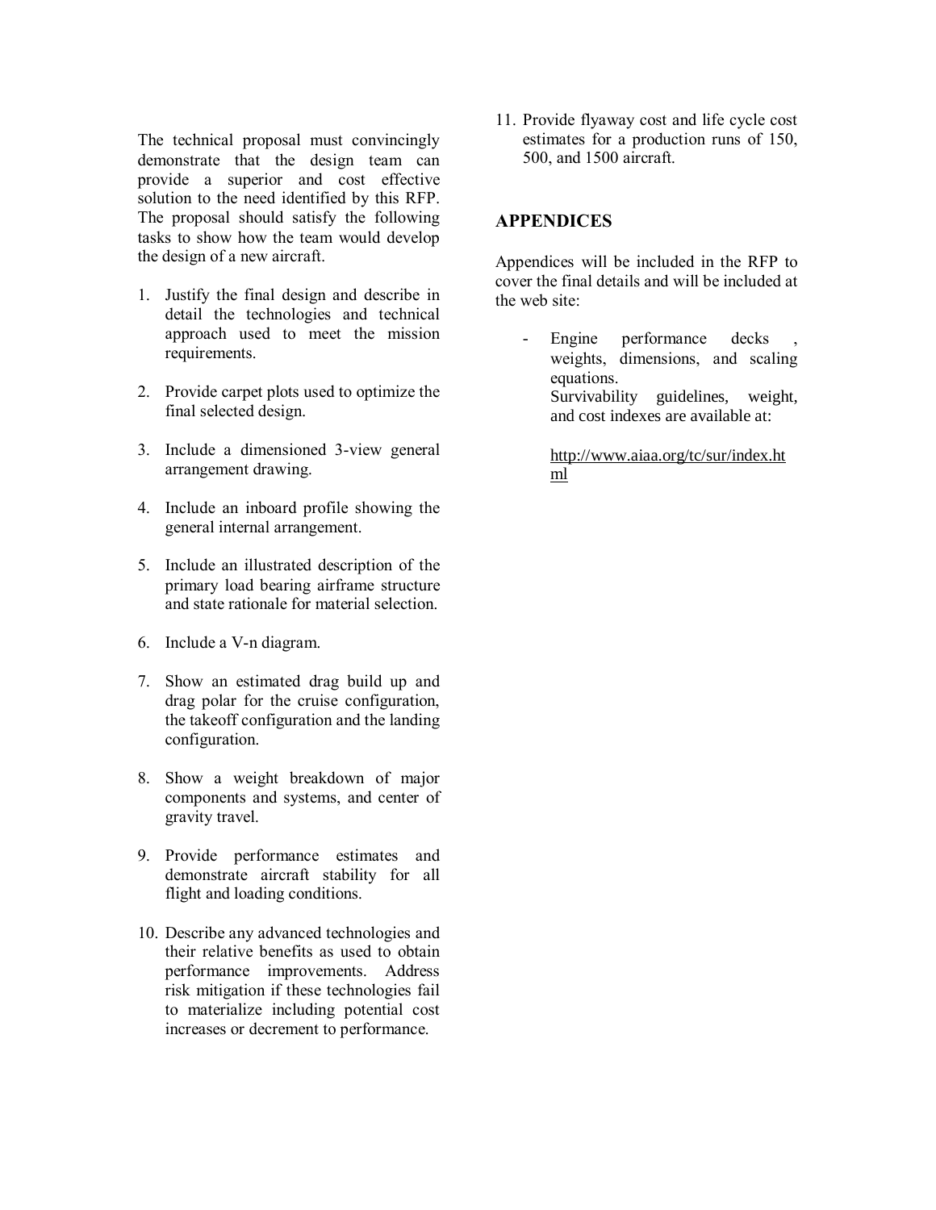The technical proposal must convincingly demonstrate that the design team can provide a superior and cost effective solution to the need identified by this RFP. The proposal should satisfy the following tasks to show how the team would develop the design of a new aircraft.

1. Justify the final design and describe in detail the technologies and technical approach used to meet the mission requirements.

2. Provide carpet plots used to optimize the final selected design.

3. Include a dimensioned 3-view general arrangement drawing.

4. Include an inboard profile showing the general internal arrangement.

5. Include an illustrated description of the primary load bearing airframe structure and state rationale for material selection.

6. Include a V-n diagram.

7. Show an estimated drag build up and drag polar for the cruise configuration, the takeoff configuration and the landing configuration.

8. Show a weight breakdown of major components and systems, and center of gravity travel.

9. Provide performance estimates and demonstrate aircraft stability for all flight and loading conditions.

10. Describe any advanced technologies and their relative benefits as used to obtain performance improvements. Address risk mitigation if these technologies fail to materialize including potential cost increases or decrement to performance.

11. Provide flyaway cost and life cycle cost estimates for a production runs of 150, 500, and 1500 aircraft.

## APPENDICES

Appendices will be included in the RFP to cover the final details and will be included at the web site:

- Engine performance decks , weights, dimensions, and scaling equations.
  Survivability guidelines, weight, and cost indexes are available at:

  http://www.aiaa.org/tc/sur/index.html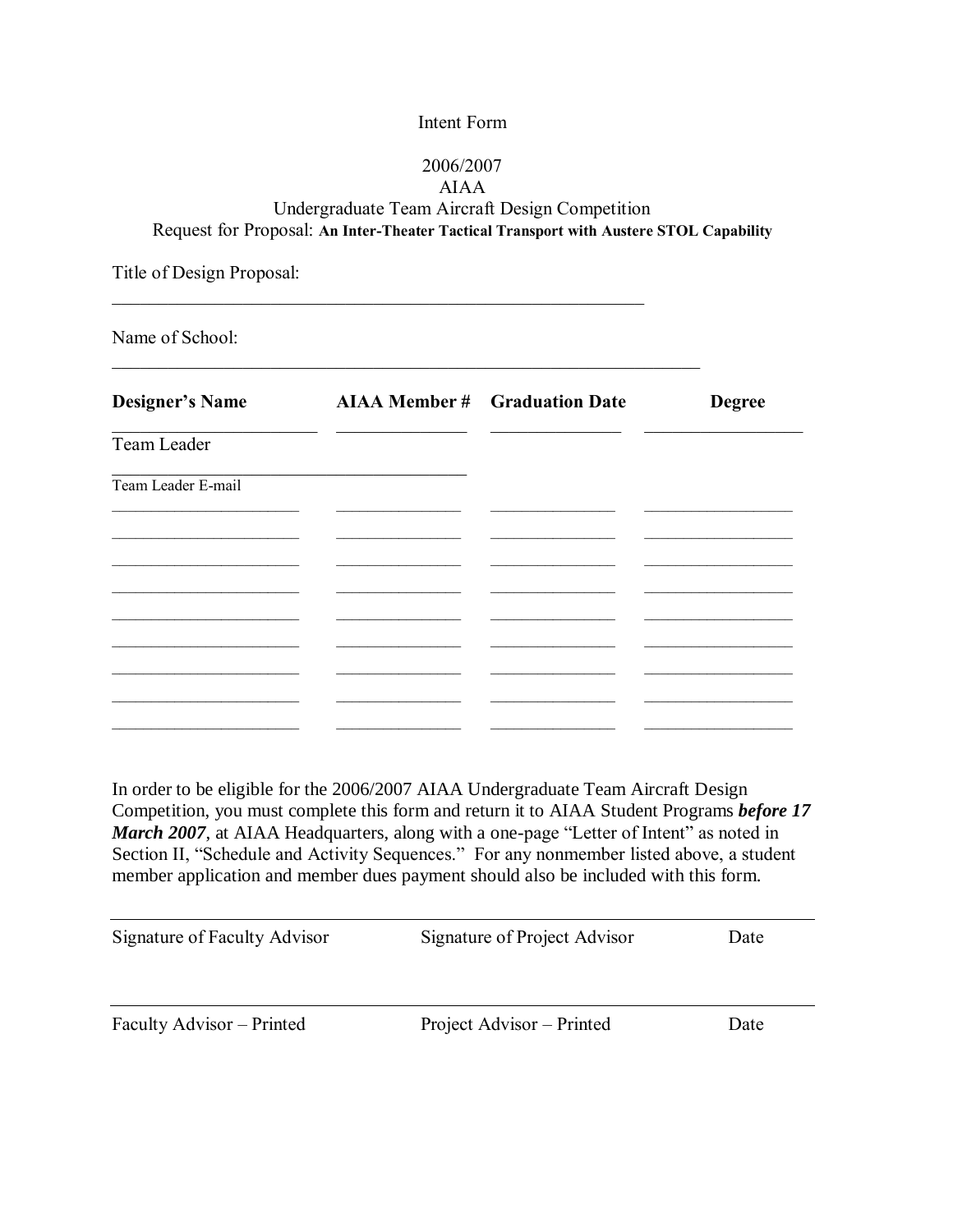Intent Form

2006/2007
AIAA
Undergraduate Team Aircraft Design Competition
Request for Proposal: **An Inter-Theater Tactical Transport with Austere STOL Capability**

Title of Design Proposal:

______________________________________________________________

Name of School:

____________________________________________________________________

| **Designer's Name** | **AIAA Member #** | **Graduation Date** | **Degree** |
|---|---|---|---|
| ______________________ | _______________ | _______________ | __________________ |
| Team Leader | | | |
| ______________________ | | | |
| Team Leader E-mail | | | |
| ______________________ | _______________ | _______________ | __________________ |
| ______________________ | _______________ | _______________ | __________________ |
| ______________________ | _______________ | _______________ | __________________ |
| ______________________ | _______________ | _______________ | __________________ |
| ______________________ | _______________ | _______________ | __________________ |
| ______________________ | _______________ | _______________ | __________________ |
| ______________________ | _______________ | _______________ | __________________ |
| ______________________ | _______________ | _______________ | __________________ |
| ______________________ | _______________ | _______________ | __________________ |

In order to be eligible for the 2006/2007 AIAA Undergraduate Team Aircraft Design Competition, you must complete this form and return it to AIAA Student Programs ***before 17 March 2007***, at AIAA Headquarters, along with a one-page "Letter of Intent" as noted in Section II, "Schedule and Activity Sequences." For any nonmember listed above, a student member application and member dues payment should also be included with this form.

______________________________________________________________________

Signature of Faculty Advisor          Signature of Project Advisor          Date

______________________________________________________________________

Faculty Advisor – Printed          Project Advisor – Printed          Date